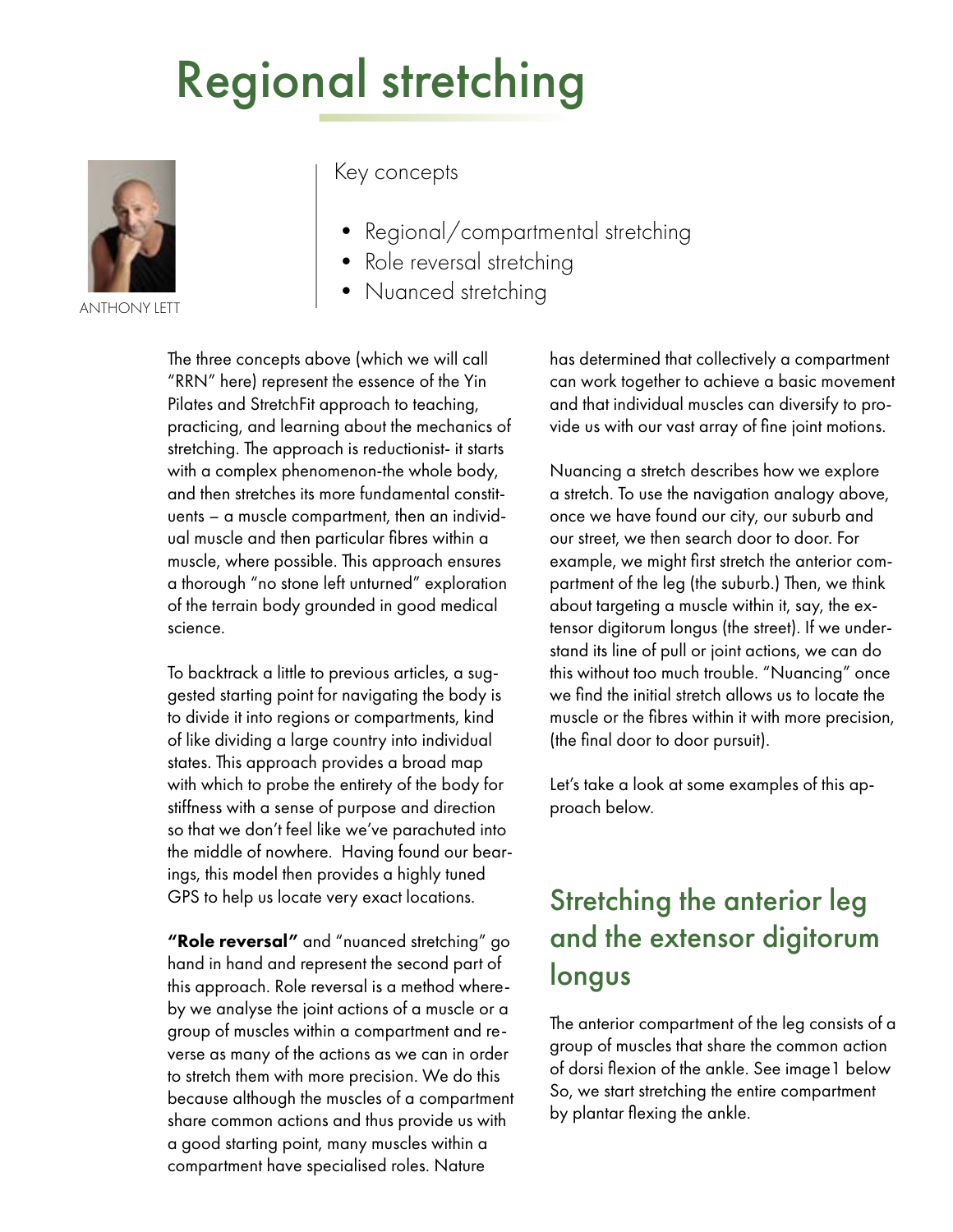# Regional stretching

ANTHONY LETT

Key concepts

- Regional/compartmental stretching
- Role reversal stretching
- Nuanced stretching

The three concepts above (which we will call "RRN" here) represent the essence of the Yin Pilates and StretchFit approach to teaching, practicing, and learning about the mechanics of stretching. The approach is reductionist- it starts with a complex phenomenon-the whole body, and then stretches its more fundamental constituents – a muscle compartment, then an individual muscle and then particular fibres within a muscle, where possible. This approach ensures a thorough "no stone left unturned" exploration of the terrain body grounded in good medical science.

To backtrack a little to previous articles, a suggested starting point for navigating the body is to divide it into regions or compartments, kind of like dividing a large country into individual states. This approach provides a broad map with which to probe the entirety of the body for stiffness with a sense of purpose and direction so that we don't feel like we've parachuted into the middle of nowhere. Having found our bearings, this model then provides a highly tuned GPS to help us locate very exact locations.

**"Role reversal"** and "nuanced stretching" go hand in hand and represent the second part of this approach. Role reversal is a method whereby we analyse the joint actions of a muscle or a group of muscles within a compartment and reverse as many of the actions as we can in order to stretch them with more precision. We do this because although the muscles of a compartment share common actions and thus provide us with a good starting point, many muscles within a compartment have specialised roles. Nature has determined that collectively a compartment can work together to achieve a basic movement and that individual muscles can diversify to provide us with our vast array of fine joint motions.

Nuancing a stretch describes how we explore a stretch. To use the navigation analogy above, once we have found our city, our suburb and our street, we then search door to door. For example, we might first stretch the anterior compartment of the leg (the suburb.) Then, we think about targeting a muscle within it, say, the extensor digitorum longus (the street). If we understand its line of pull or joint actions, we can do this without too much trouble. "Nuancing" once we find the initial stretch allows us to locate the muscle or the fibres within it with more precision, (the final door to door pursuit).

Let's take a look at some examples of this approach below.

## Stretching the anterior leg and the extensor digitorum longus

The anterior compartment of the leg consists of a group of muscles that share the common action of dorsi flexion of the ankle. See image1 below So, we start stretching the entire compartment by plantar flexing the ankle.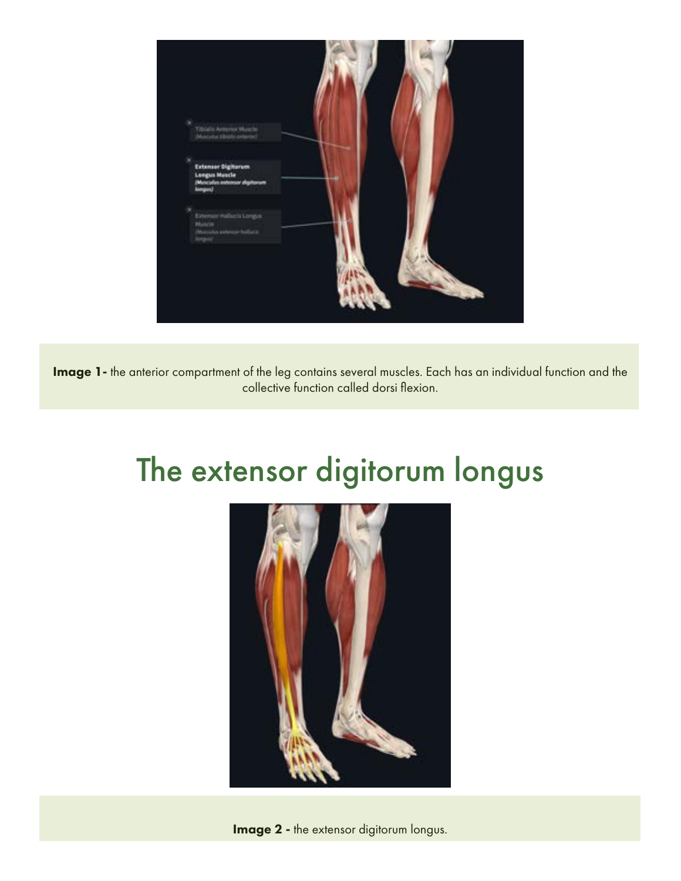**Image 1-** the anterior compartment of the leg contains several muscles. Each has an individual function and the collective function called dorsi flexion.

# The extensor digitorum longus

**Image 2 -** the extensor digitorum longus.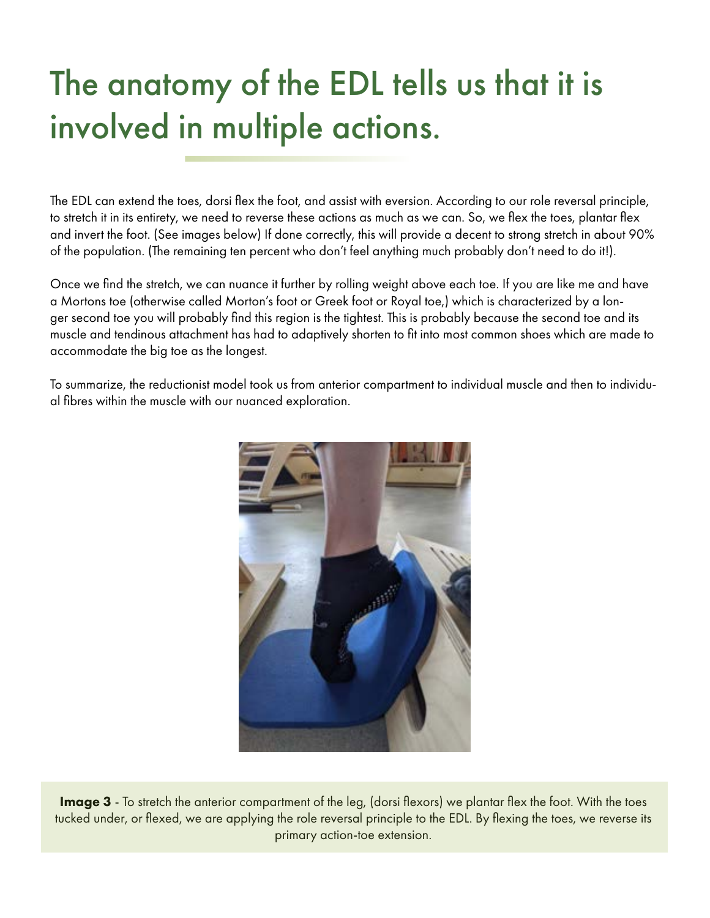# The anatomy of the EDL tells us that it is involved in multiple actions.

The EDL can extend the toes, dorsi flex the foot, and assist with eversion. According to our role reversal principle, to stretch it in its entirety, we need to reverse these actions as much as we can. So, we flex the toes, plantar flex and invert the foot. (See images below) If done correctly, this will provide a decent to strong stretch in about 90% of the population. (The remaining ten percent who don't feel anything much probably don't need to do it!).

Once we find the stretch, we can nuance it further by rolling weight above each toe. If you are like me and have a Mortons toe (otherwise called Morton's foot or Greek foot or Royal toe,) which is characterized by a longer second toe you will probably find this region is the tightest. This is probably because the second toe and its muscle and tendinous attachment has had to adaptively shorten to fit into most common shoes which are made to accommodate the big toe as the longest.

To summarize, the reductionist model took us from anterior compartment to individual muscle and then to individual fibres within the muscle with our nuanced exploration.

**Image 3** - To stretch the anterior compartment of the leg, (dorsi flexors) we plantar flex the foot. With the toes tucked under, or flexed, we are applying the role reversal principle to the EDL. By flexing the toes, we reverse its primary action-toe extension.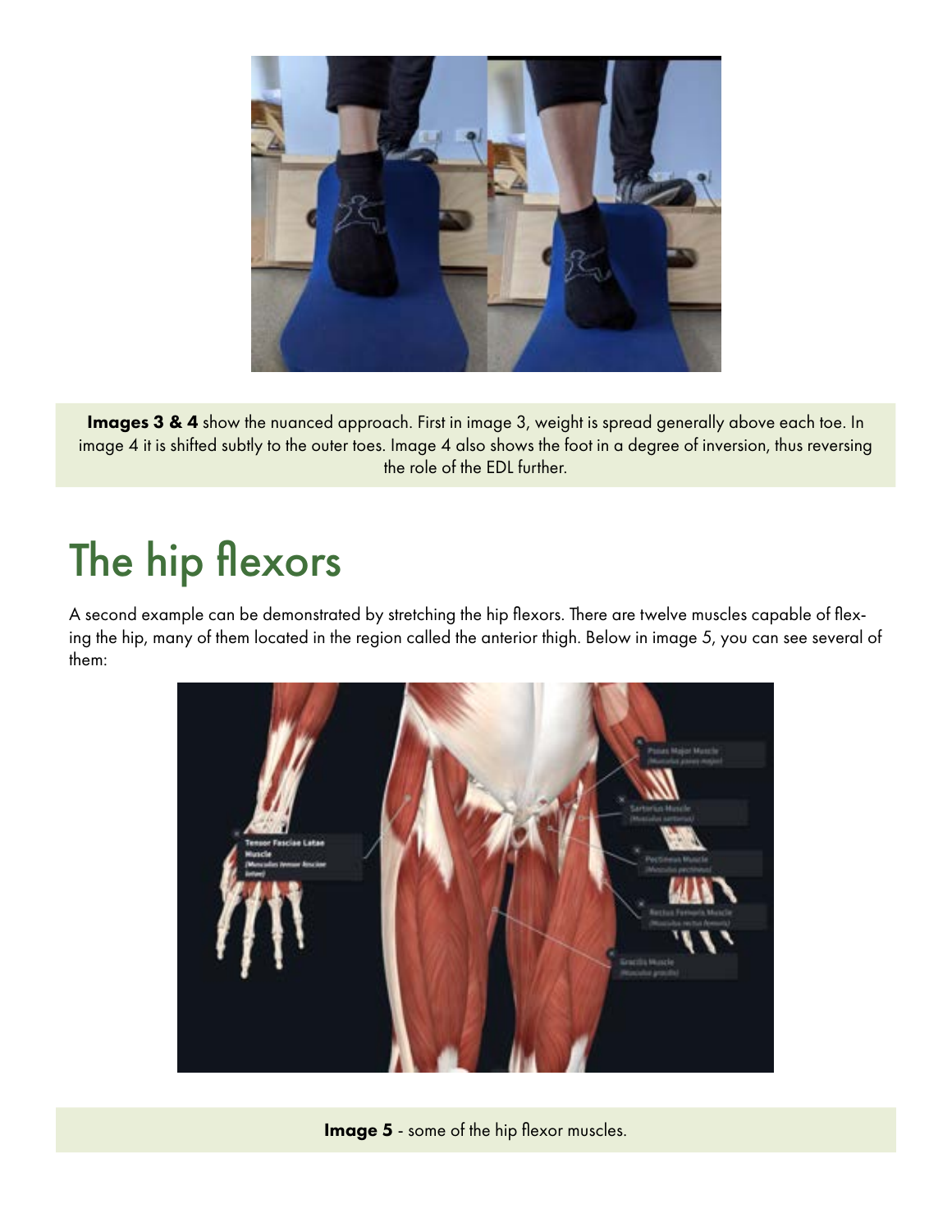**Images 3 & 4** show the nuanced approach. First in image 3, weight is spread generally above each toe. In image 4 it is shifted subtly to the outer toes. Image 4 also shows the foot in a degree of inversion, thus reversing the role of the EDL further.

# The hip flexors

A second example can be demonstrated by stretching the hip flexors. There are twelve muscles capable of flexing the hip, many of them located in the region called the anterior thigh. Below in image 5, you can see several of them:

**Image 5** - some of the hip flexor muscles.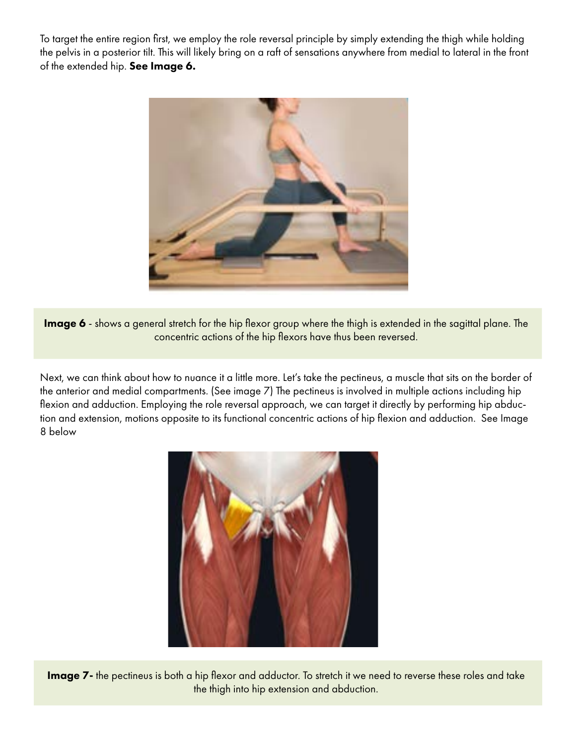To target the entire region first, we employ the role reversal principle by simply extending the thigh while holding the pelvis in a posterior tilt. This will likely bring on a raft of sensations anywhere from medial to lateral in the front of the extended hip. **See Image 6.**

**Image 6** - shows a general stretch for the hip flexor group where the thigh is extended in the sagittal plane. The concentric actions of the hip flexors have thus been reversed.

Next, we can think about how to nuance it a little more. Let's take the pectineus, a muscle that sits on the border of the anterior and medial compartments. (See image 7) The pectineus is involved in multiple actions including hip flexion and adduction. Employing the role reversal approach, we can target it directly by performing hip abduction and extension, motions opposite to its functional concentric actions of hip flexion and adduction. See Image 8 below

**Image 7 -** the pectineus is both a hip flexor and adductor. To stretch it we need to reverse these roles and take the thigh into hip extension and abduction.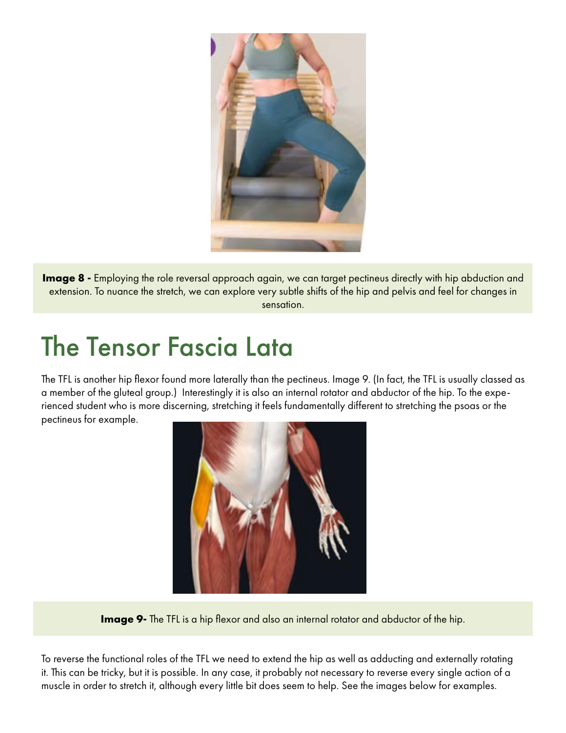**Image 8 -** Employing the role reversal approach again, we can target pectineus directly with hip abduction and extension. To nuance the stretch, we can explore very subtle shifts of the hip and pelvis and feel for changes in sensation.

# The Tensor Fascia Lata

The TFL is another hip flexor found more laterally than the pectineus. Image 9. (In fact, the TFL is usually classed as a member of the gluteal group.) Interestingly it is also an internal rotator and abductor of the hip. To the experienced student who is more discerning, stretching it feels fundamentally different to stretching the psoas or the pectineus for example.

**Image 9-** The TFL is a hip flexor and also an internal rotator and abductor of the hip.

To reverse the functional roles of the TFL we need to extend the hip as well as adducting and externally rotating it. This can be tricky, but it is possible. In any case, it probably not necessary to reverse every single action of a muscle in order to stretch it, although every little bit does seem to help. See the images below for examples.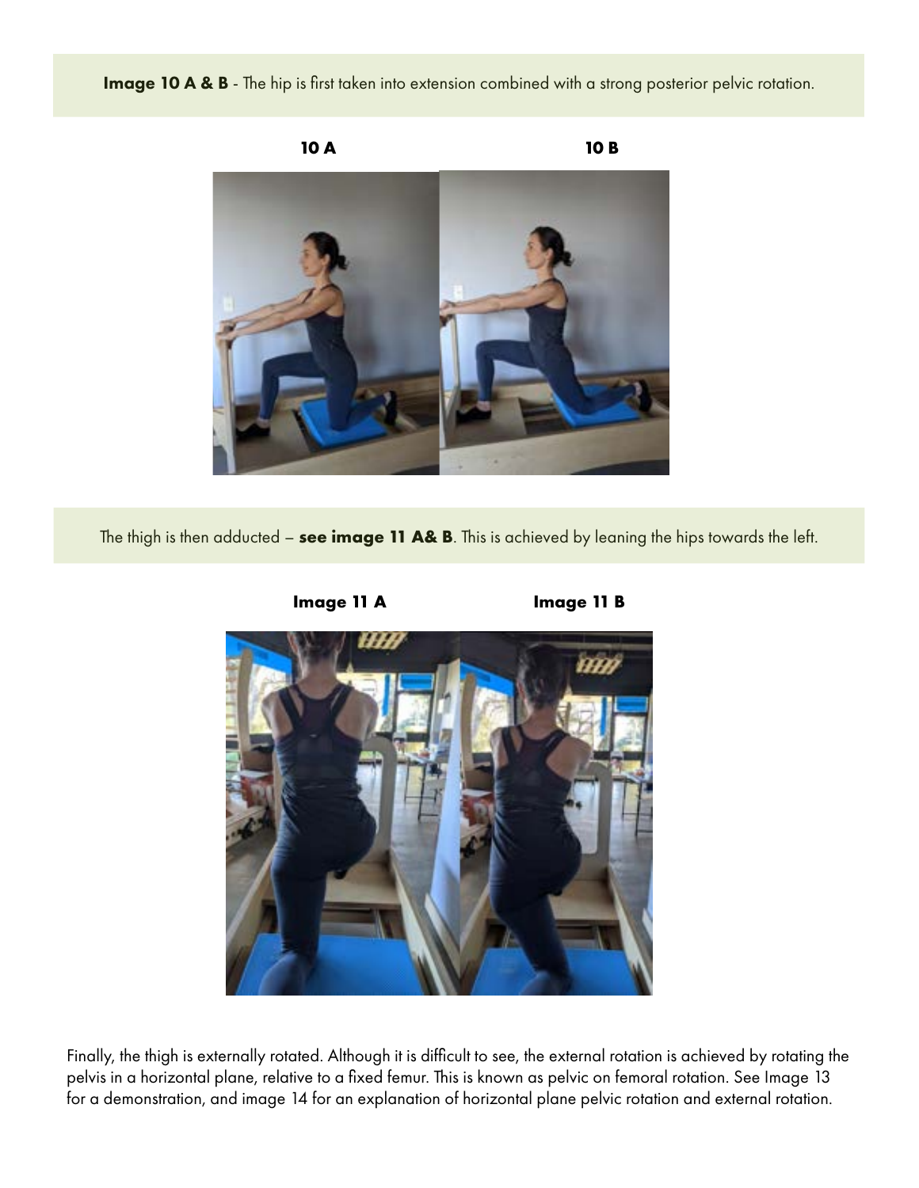**Image 10 A & B** - The hip is first taken into extension combined with a strong posterior pelvic rotation.

**10 A** **10 B**

The thigh is then adducted – **see image 11 A& B**. This is achieved by leaning the hips towards the left.

**Image 11 A** **Image 11 B**

Finally, the thigh is externally rotated. Although it is difficult to see, the external rotation is achieved by rotating the pelvis in a horizontal plane, relative to a fixed femur. This is known as pelvic on femoral rotation. See Image 13 for a demonstration, and image 14 for an explanation of horizontal plane pelvic rotation and external rotation.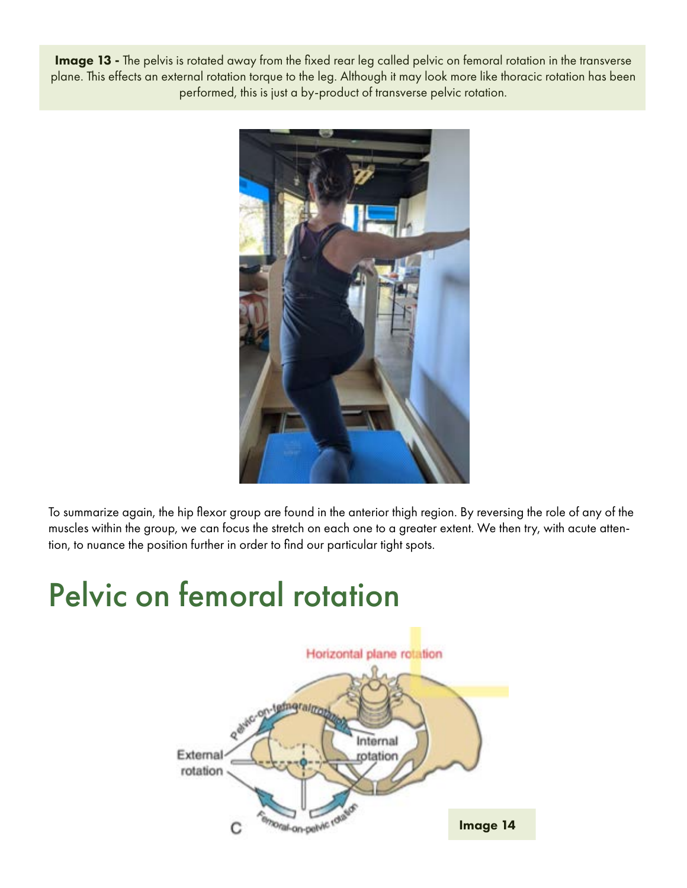**Image 13 -** The pelvis is rotated away from the fixed rear leg called pelvic on femoral rotation in the transverse plane. This effects an external rotation torque to the leg. Although it may look more like thoracic rotation has been performed, this is just a by-product of transverse pelvic rotation.

To summarize again, the hip flexor group are found in the anterior thigh region. By reversing the role of any of the muscles within the group, we can focus the stretch on each one to a greater extent. We then try, with acute attention, to nuance the position further in order to find our particular tight spots.

# Pelvic on femoral rotation

**Image 14**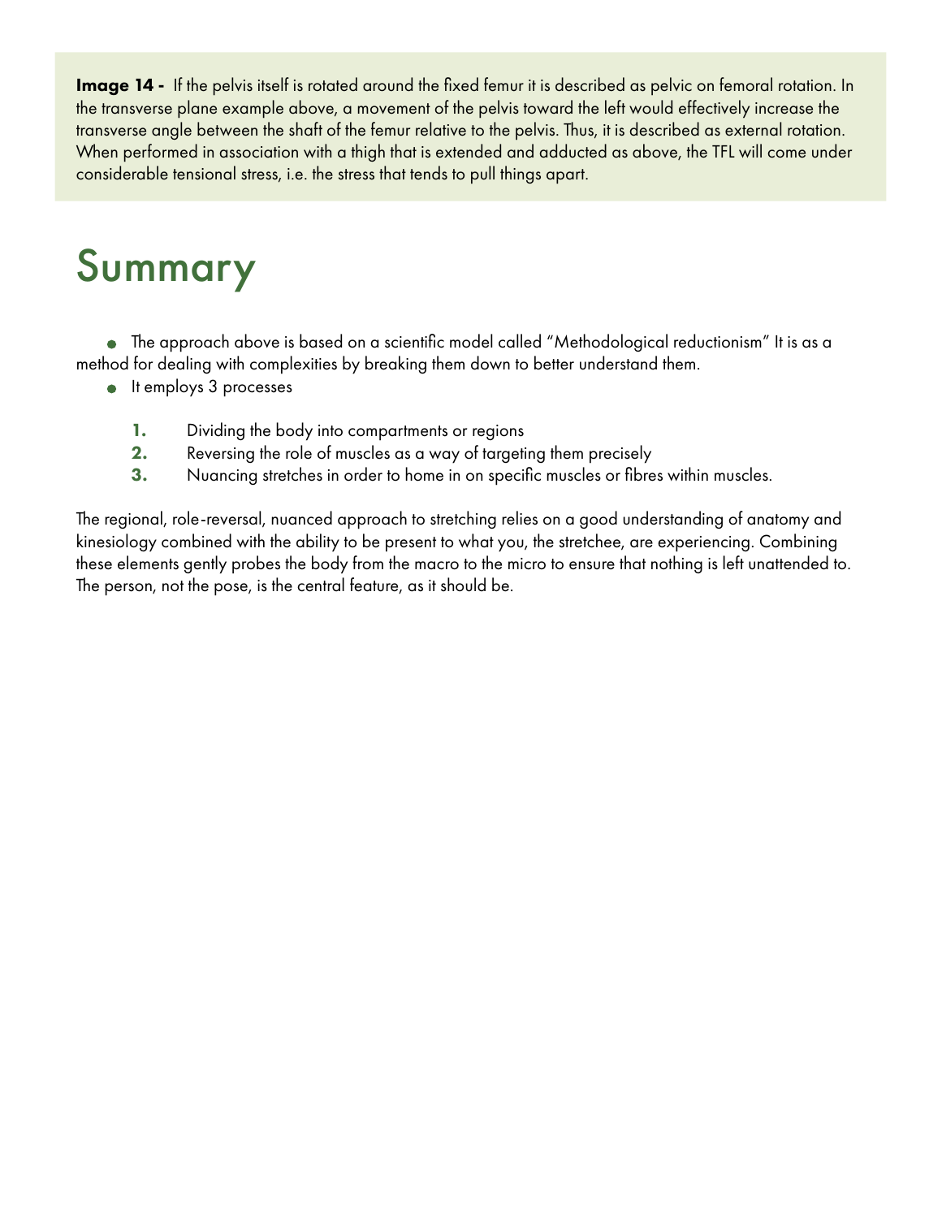**Image 14 -** If the pelvis itself is rotated around the fixed femur it is described as pelvic on femoral rotation. In the transverse plane example above, a movement of the pelvis toward the left would effectively increase the transverse angle between the shaft of the femur relative to the pelvis. Thus, it is described as external rotation. When performed in association with a thigh that is extended and adducted as above, the TFL will come under considerable tensional stress, i.e. the stress that tends to pull things apart.

# Summary

- The approach above is based on a scientific model called "Methodological reductionism" It is as a method for dealing with complexities by breaking them down to better understand them.
- It employs 3 processes

1. Dividing the body into compartments or regions
2. Reversing the role of muscles as a way of targeting them precisely
3. Nuancing stretches in order to home in on specific muscles or fibres within muscles.

The regional, role-reversal, nuanced approach to stretching relies on a good understanding of anatomy and kinesiology combined with the ability to be present to what you, the stretchee, are experiencing. Combining these elements gently probes the body from the macro to the micro to ensure that nothing is left unattended to. The person, not the pose, is the central feature, as it should be.